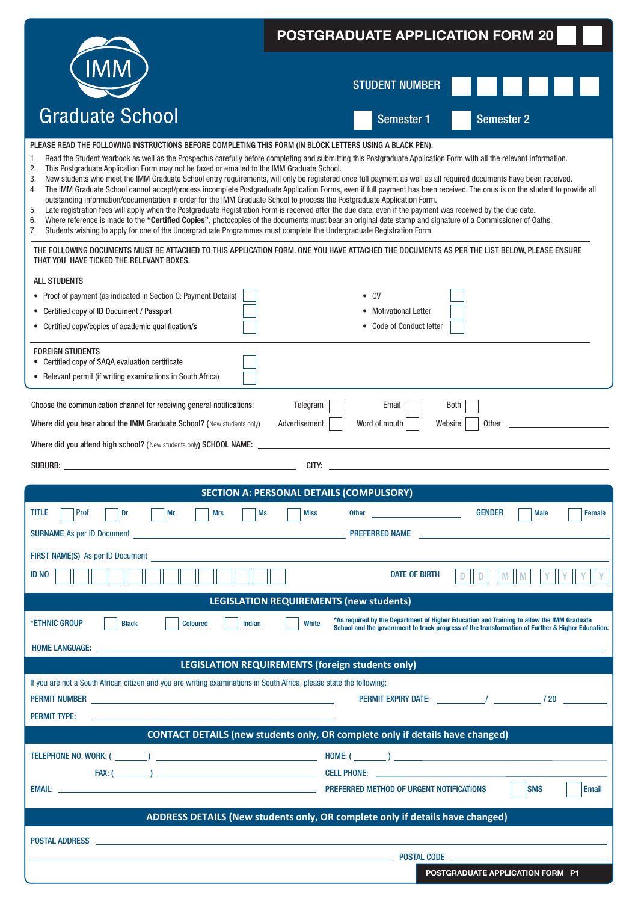# IMM Graduate School

## POSTGRADUATE APPLICATION FORM 20

STUDENT NUMBER

Semester 1 ☐ Semester 2 ☐

PLEASE READ THE FOLLOWING INSTRUCTIONS BEFORE COMPLETING THIS FORM (IN BLOCK LETTERS USING A BLACK PEN).

1. Read the Student Yearbook as well as the Prospectus carefully before completing and submitting this Postgraduate Application Form with all the relevant information.
2. This Postgraduate Application Form may not be faxed or emailed to the IMM Graduate School.
3. New students who meet the IMM Graduate School entry requirements, will only be registered once full payment as well as all required documents have been received.
4. The IMM Graduate School cannot accept/process incomplete Postgraduate Application Forms, even if full payment has been received. The onus is on the student to provide all outstanding information/documentation in order for the IMM Graduate School to process the Postgraduate Application Form.
5. Late registration fees will apply when the Postgraduate Registration Form is received after the due date, even if the payment was received by the due date.
6. Where reference is made to the **"Certified Copies"**, photocopies of the documents must bear an original date stamp and signature of a Commissioner of Oaths.
7. Students wishing to apply for one of the Undergraduate Programmes must complete the Undergraduate Registration Form.

THE FOLLOWING DOCUMENTS MUST BE ATTACHED TO THIS APPLICATION FORM. ONE YOU HAVE ATTACHED THE DOCUMENTS AS PER THE LIST BELOW, PLEASE ENSURE THAT YOU HAVE TICKED THE RELEVANT BOXES.

ALL STUDENTS

- Proof of payment (as indicated in Section C: Payment Details) ☐
- Certified copy of ID Document / Passport ☐
- Certified copy/copies of academic qualification/s ☐
- CV ☐
- Motivational Letter ☐
- Code of Conduct letter ☐

FOREIGN STUDENTS

- Certified copy of SAQA evaluation certificate ☐
- Relevant permit (if writing examinations in South Africa) ☐

Choose the communication channel for receiving general notifications: Telegram ☐ Email ☐ Both ☐

Where did you hear about the IMM Graduate School? (New students only) Advertisement ☐ Word of mouth ☐ Website ☐ Other ____________

Where did you attend high school? (New students only) SCHOOL NAME: ____________

SUBURB: ____________ CITY: ____________

## SECTION A: PERSONAL DETAILS (COMPULSORY)

TITLE ☐ Prof ☐ Dr ☐ Mr ☐ Mrs ☐ Ms ☐ Miss Other ____________ GENDER ☐ Male ☐ Female

SURNAME As per ID Document ____________ PREFERRED NAME ____________

FIRST NAME(S) As per ID Document ____________

ID NO ☐☐☐☐☐☐☐☐☐☐☐☐☐ DATE OF BIRTH D D M M Y Y Y Y

### LEGISLATION REQUIREMENTS (new students)

*ETHNIC GROUP ☐ Black ☐ Coloured ☐ Indian ☐ White

*As required by the Department of Higher Education and Training to allow the IMM Graduate School and the government to track progress of the transformation of Further & Higher Education.

HOME LANGUAGE: ____________

### LEGISLATION REQUIREMENTS (foreign students only)

If you are not a South African citizen and you are writing examinations in South Africa, please state the following:

PERMIT NUMBER ____________ PERMIT EXPIRY DATE: ______ / ______ / 20 ______

PERMIT TYPE: ____________

### CONTACT DETAILS (new students only, OR complete only if details have changed)

TELEPHONE NO. WORK: ( ______ ) ____________ HOME: ( ______ ) ____________

FAX: ( ______ ) ____________ CELL PHONE: ____________

EMAIL: ____________ PREFERRED METHOD OF URGENT NOTIFICATIONS ☐ SMS ☐ Email

### ADDRESS DETAILS (New students only, OR complete only if details have changed)

POSTAL ADDRESS ____________

____________ POSTAL CODE ____________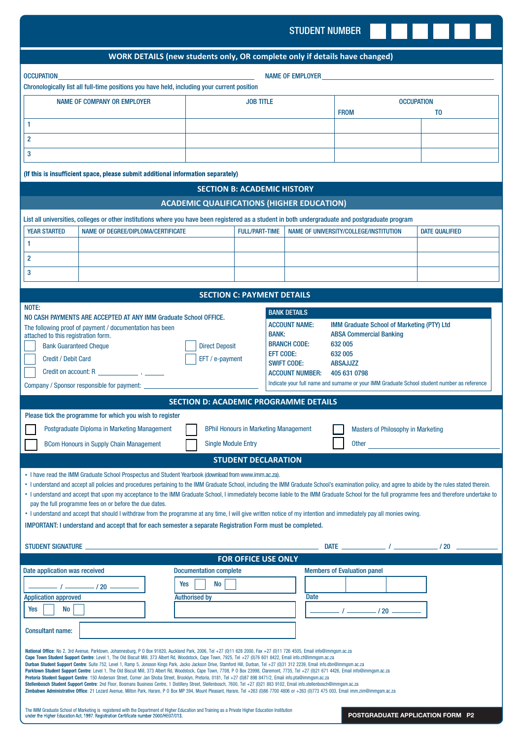STUDENT NUMBER

## WORK DETAILS (new students only, OR complete only if details have changed)

OCCUPATION ______________________ NAME OF EMPLOYER ______________________

Chronologically list all full-time positions you have held, including your current position

| NAME OF COMPANY OR EMPLOYER | JOB TITLE | OCCUPATION | |
|---|---|---|---|
| | | FROM | TO |
| 1 | | | |
| 2 | | | |
| 3 | | | |

**(If this is insufficient space, please submit additional information separately)**

## SECTION B: ACADEMIC HISTORY

### ACADEMIC QUALIFICATIONS (HIGHER EDUCATION)

List all universities, colleges or other institutions where you have been registered as a student in both undergraduate and postgraduate program

| YEAR STARTED | NAME OF DEGREE/DIPLOMA/CERTIFICATE | FULL/PART-TIME | NAME OF UNIVERSITY/COLLEGE/INSTITUTION | DATE QUALIFIED |
|---|---|---|---|---|
| 1 | | | | |
| 2 | | | | |
| 3 | | | | |

## SECTION C: PAYMENT DETAILS

NOTE:
NO CASH PAYMENTS ARE ACCEPTED AT ANY IMM Graduate School OFFICE.

The following proof of payment / documentation has been attached to this registration form.

- ☐ Bank Guaranteed Cheque
- ☐ Direct Deposit
- ☐ Credit / Debit Card
- ☐ EFT / e-payment
- ☐ Credit on account: R __________ , _____

Company / Sponsor responsible for payment: ______________________

**BANK DETAILS**

| | |
|---|---|
| ACCOUNT NAME: | IMM Graduate School of Marketing (PTY) Ltd |
| BANK: | ABSA Commercial Banking |
| BRANCH CODE: | 632 005 |
| EFT CODE: | 632 005 |
| SWIFT CODE: | ABSAJJZZ |
| ACCOUNT NUMBER: | 405 631 0798 |

Indicate your full name and surname or your IMM Graduate School student number as reference

## SECTION D: ACADEMIC PROGRAMME DETAILS

Please tick the programme for which you wish to register

- ☐ Postgraduate Diploma in Marketing Management
- ☐ BPhil Honours in Marketing Management
- ☐ Masters of Philosophy in Marketing
- ☐ BCom Honours in Supply Chain Management
- ☐ Single Module Entry
- ☐ Other ______________________

## STUDENT DECLARATION

- I have read the IMM Graduate School Prospectus and Student Yearbook (download from www.imm.ac.za).
- I understand and accept all policies and procedures pertaining to the IMM Graduate School, including the IMM Graduate School's examination policy, and agree to abide by the rules stated therein.
- I understand and accept that upon my acceptance to the IMM Graduate School, I immediately become liable to the IMM Graduate School for the full programme fees and therefore undertake to pay the full programme fees on or before the due dates.
- I understand and accept that should I withdraw from the programme at any time, I will give written notice of my intention and immediately pay all monies owing.

IMPORTANT: I understand and accept that for each semester a separate Registration Form must be completed.

STUDENT SIGNATURE ______________________ DATE ________ / ________ / 20 ______

## FOR OFFICE USE ONLY

Date application was received: ______ / ______ / 20 ______

Documentation complete: Yes ☐ No ☐

Members of Evaluation panel: ______________________

Application approved: Yes ☐ No ☐

Authorised by: ______________________

Date: ______ / ______ / 20 ______

Consultant name: ______________________

**National Office**: No 2, 3rd Avenue, Parktown, Johannesburg, P O Box 91820, Auckland Park, 2006, Tel +27 (0)11 628 2000, Fax +27 (0)11 726 4505, Email info@immgsm.ac.za
**Cape Town Student Support Centre**: Level 1, The Old Biscuit Mill, 373 Albert Rd, Woodstock, Cape Town, 7925, Tel +27 (0)76 601 8422, Email info.ct@immgsm.ac.za
**Durban Student Support Centre**: Suite 752, Level 1, Ramp 5, Jonsson Kings Park, Jacko Jackson Drive, Stamford Hill, Durban, Tel +27 (0)31 312 2239, Email info.dbn@immgsm.ac.za
**Parktown Student Support Centre**: Level 1, The Old Biscuit Mill, 373 Albert Rd, Woodstock, Cape Town, 7708, P O Box 23998, Claremont, 7735, Tel +27 (0)21 671 4426, Email info@immgsm.ac.za
**Pretoria Student Support Centre**: 150 Anderson Street, Corner Jan Shoba Street, Brooklyn, Pretoria, 0181, Tel +27 (0)87 898 8471/2, Email info.pta@immgsm.ac.za
**Stellenbosch Student Support Centre**: 2nd Floor, Bosmans Business Centre, 1 Distillery Street, Stellenbosch, 7600, Tel +27 (0)21 883 9102, Email info.stellenbosch@immgsm.ac.za
**Zimbabwe Administrative Office**: 21 Lezard Avenue, Milton Park, Harare, P O Box MP 394, Mount Pleasant, Harare, Tel +263 (0)86 7700 4806 or +263 (0)773 475 003, Email imm.zim@immgsm.ac.za

The IMM Graduate School of Marketing is registered with the Department of Higher Education and Training as a Private Higher Education Institution under the Higher Education Act, 1997. Registration Certificate number 2000/HE07/013.

POSTGRADUATE APPLICATION FORM P2